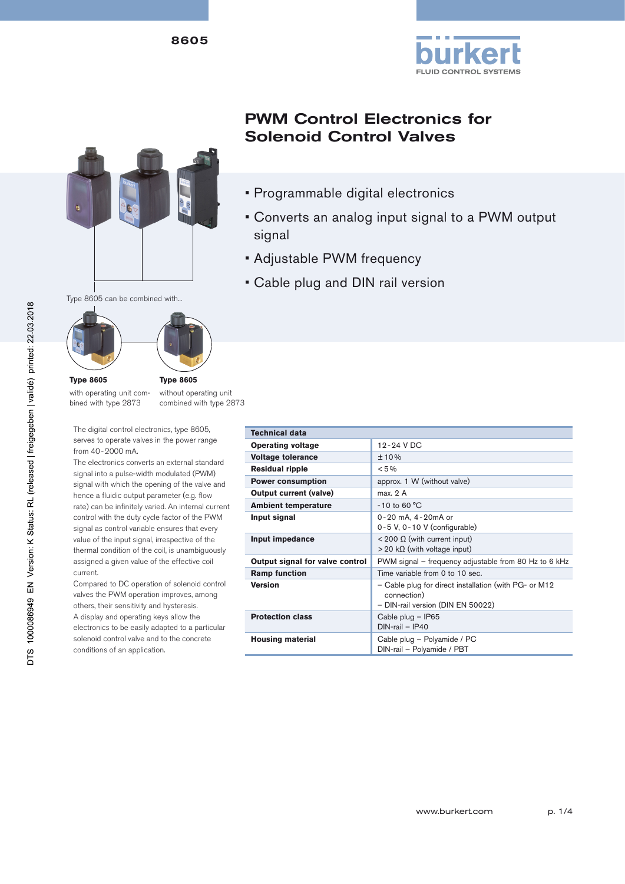8605

# PWM Control Electronics for Solenoid Control Valves

- Programmable digital electronics
- Converts an analog input signal to a PWM output signal
- Adjustable PWM frequency
- Cable plug and DIN rail version

Type 8605 can be combined with...

**Type 8605**
with operating unit combined with type 2873

**Type 8605**
without operating unit combined with type 2873

The digital control electronics, type 8605, serves to operate valves in the power range from 40 - 2000 mA.
The electronics converts an external standard signal into a pulse-width modulated (PWM) signal with which the opening of the valve and hence a fluidic output parameter (e.g. flow rate) can be infinitely varied. An internal current control with the duty cycle factor of the PWM signal as control variable ensures that every value of the input signal, irrespective of the thermal condition of the coil, is unambiguously assigned a given value of the effective coil current.
Compared to DC operation of solenoid control valves the PWM operation improves, among others, their sensitivity and hysteresis.
A display and operating keys allow the electronics to be easily adapted to a particular solenoid control valve and to the concrete conditions of an application.

| Technical data | |
|---|---|
| **Operating voltage** | 12 - 24 V DC |
| **Voltage tolerance** | ± 10 % |
| **Residual ripple** | < 5 % |
| **Power consumption** | approx. 1 W (without valve) |
| **Output current (valve)** | max. 2 A |
| **Ambient temperature** | - 10 to 60 °C |
| **Input signal** | 0 - 20 mA, 4 - 20mA or<br>0 - 5 V, 0 - 10 V (configurable) |
| **Input impedance** | < 200 Ω (with current input)<br>> 20 kΩ (with voltage input) |
| **Output signal for valve control** | PWM signal – frequency adjustable from 80 Hz to 6 kHz |
| **Ramp function** | Time variable from 0 to 10 sec. |
| **Version** | – Cable plug for direct installation (with PG- or M12 connection)<br>– DIN-rail version (DIN EN 50022) |
| **Protection class** | Cable plug – IP65<br>DIN-rail – IP40 |
| **Housing material** | Cable plug – Polyamide / PC<br>DIN-rail – Polyamide / PBT |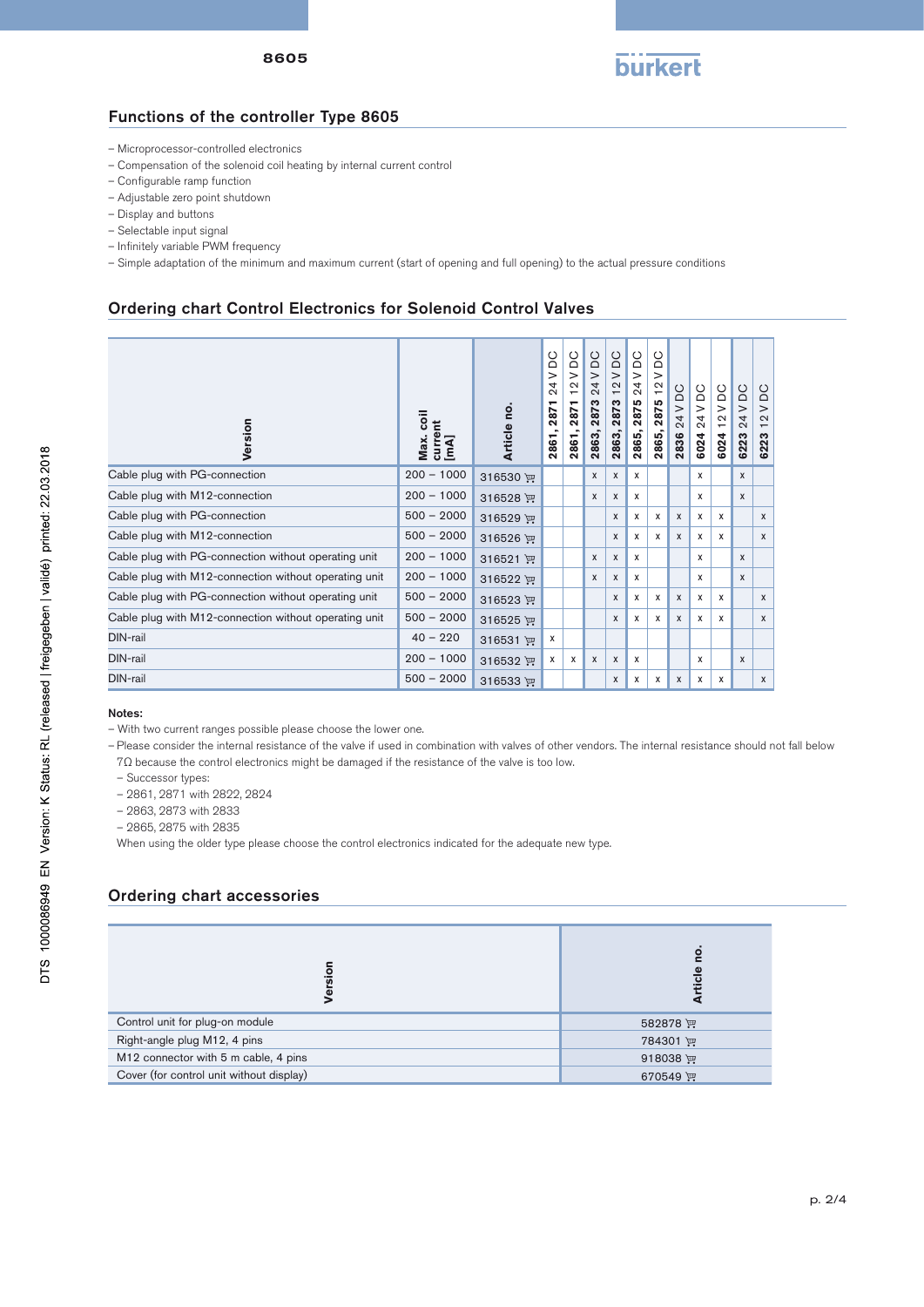## Functions of the controller Type 8605

- Microprocessor-controlled electronics
- Compensation of the solenoid coil heating by internal current control
- Configurable ramp function
- Adjustable zero point shutdown
- Display and buttons
- Selectable input signal
- Infinitely variable PWM frequency
- Simple adaptation of the minimum and maximum current (start of opening and full opening) to the actual pressure conditions

## Ordering chart Control Electronics for Solenoid Control Valves

| Version | Max. coil current [mA] | Article no. | 2861, 2871 24 V DC | 2861, 2871 12 V DC | 2863, 2873 24 V DC | 2863, 2873 12 V DC | 2865, 2875 24 V DC | 2865, 2875 12 V DC | 2836 24 V DC | 6024 24 V DC | 6024 12 V DC | 6223 24 V DC | 6223 12 V DC |
|---|---|---|---|---|---|---|---|---|---|---|---|---|---|
| Cable plug with PG-connection | 200 – 1000 | 316530 | | | x | x | x | | | x | | x | |
| Cable plug with M12-connection | 200 – 1000 | 316528 | | | x | x | x | | | x | | x | |
| Cable plug with PG-connection | 500 – 2000 | 316529 | | | | x | x | x | x | x | x | | x |
| Cable plug with M12-connection | 500 – 2000 | 316526 | | | | x | x | x | x | x | x | | x |
| Cable plug with PG-connection without operating unit | 200 – 1000 | 316521 | | | x | x | x | | | x | | x | |
| Cable plug with M12-connection without operating unit | 200 – 1000 | 316522 | | | x | x | x | | | x | | x | |
| Cable plug with PG-connection without operating unit | 500 – 2000 | 316523 | | | | x | x | x | x | x | x | | x |
| Cable plug with M12-connection without operating unit | 500 – 2000 | 316525 | | | | x | x | x | x | x | x | | x |
| DIN-rail | 40 – 220 | 316531 | x | | | | | | | | | | |
| DIN-rail | 200 – 1000 | 316532 | x | x | x | x | x | | | x | | x | |
| DIN-rail | 500 – 2000 | 316533 | | | | x | x | x | x | x | x | | x |

**Notes:**

- With two current ranges possible please choose the lower one.
- Please consider the internal resistance of the valve if used in combination with valves of other vendors. The internal resistance should not fall below 7Ω because the control electronics might be damaged if the resistance of the valve is too low.
  - Successor types:
  - 2861, 2871 with 2822, 2824
  - 2863, 2873 with 2833
  - 2865, 2875 with 2835

  When using the older type please choose the control electronics indicated for the adequate new type.

## Ordering chart accessories

| Version | Article no. |
|---|---|
| Control unit for plug-on module | 582878 |
| Right-angle plug M12, 4 pins | 784301 |
| M12 connector with 5 m cable, 4 pins | 918038 |
| Cover (for control unit without display) | 670549 |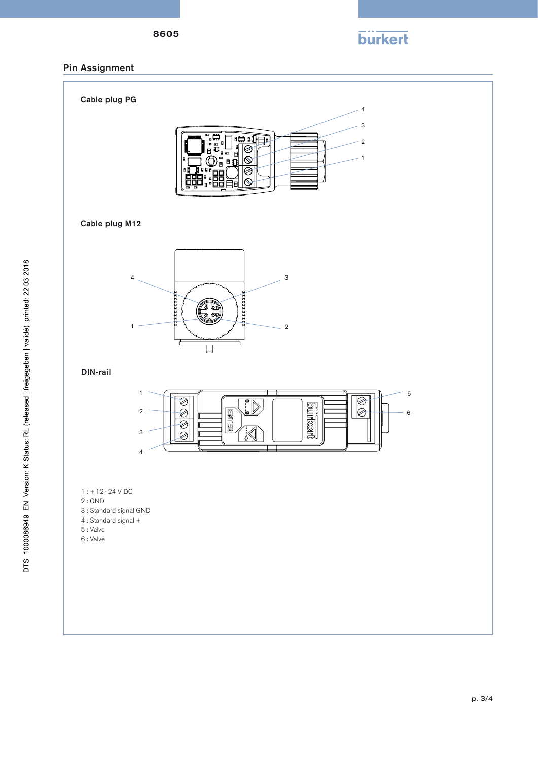## Pin Assignment

### Cable plug PG

### Cable plug M12

### DIN-rail

1 : + 12 - 24 V DC
2 : GND
3 : Standard signal GND
4 : Standard signal +
5 : Valve
6 : Valve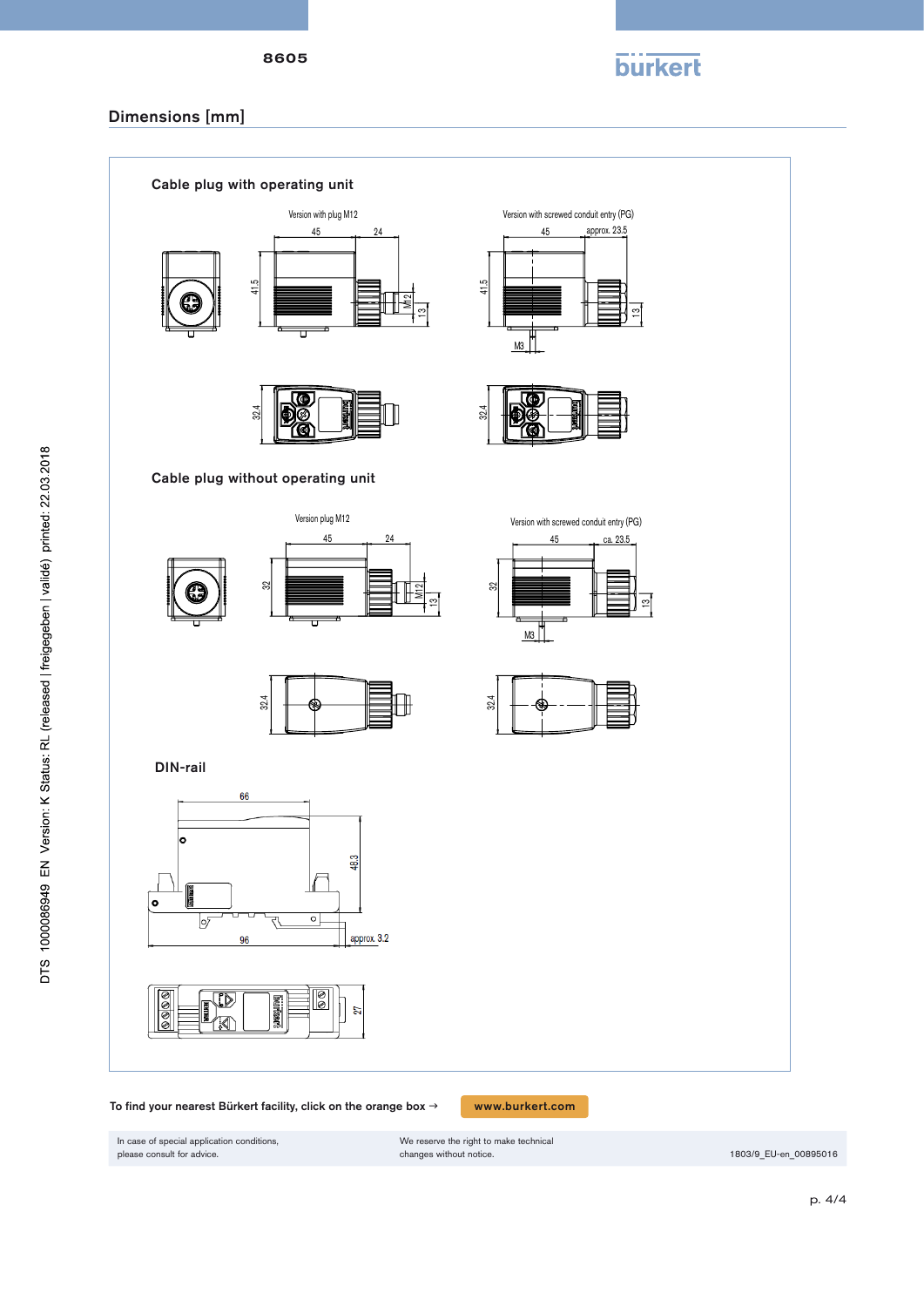## Dimensions [mm]

### Cable plug with operating unit

Version with plug M12

45
24
41.5
M12
13
32.4

Version with screwed conduit entry (PG)

45
approx. 23.5
41.5
13
M3
32.4

### Cable plug without operating unit

Version plug M12

45
24
32
M12
13
32.4

Version with screwed conduit entry (PG)

45
ca. 23.5
32
13
M3
32.4

### DIN-rail

66
48.3
96
approx. 3.2
27

To find your nearest Bürkert facility, click on the orange box →

www.burkert.com

In case of special application conditions, please consult for advice.

We reserve the right to make technical changes without notice.

1803/9_EU-en_00895016